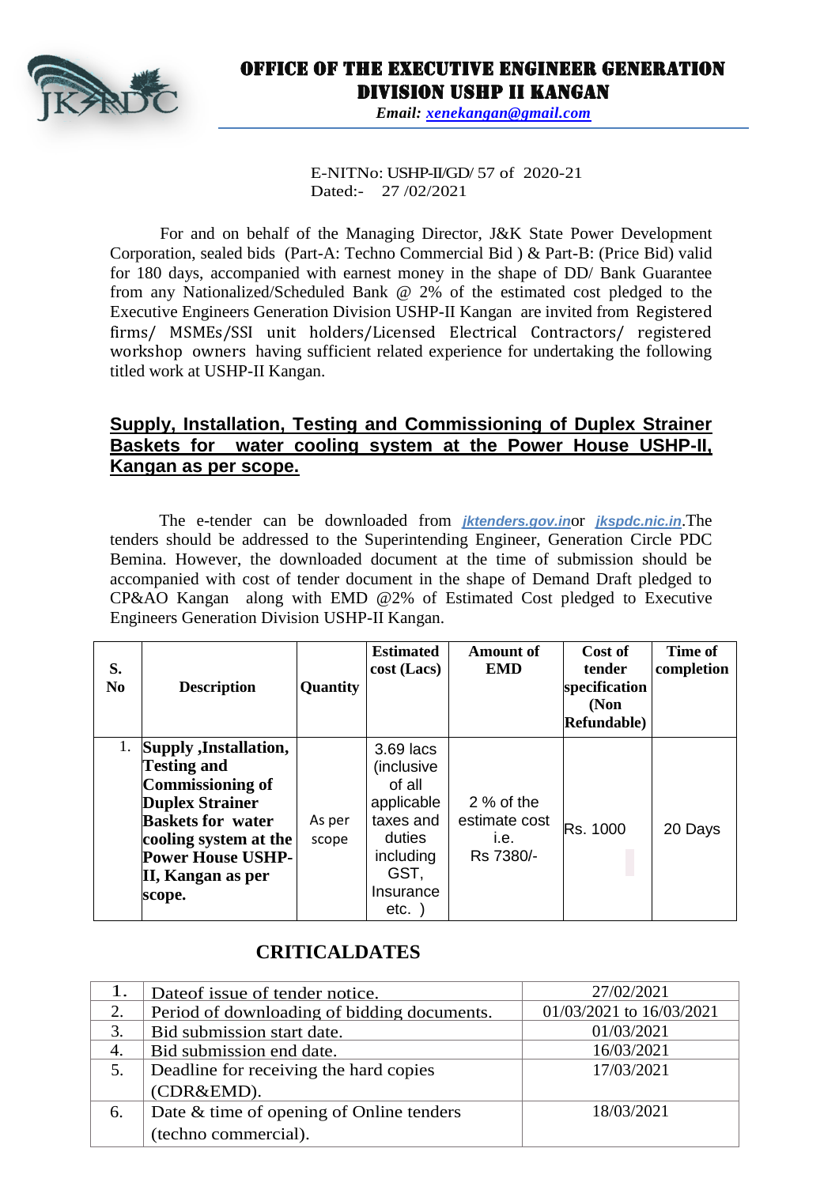# OFFICE OF THE EXECUTIVE ENGINEER GENERATION DIVISION USHP II KANGAN

*Email: xenekangan@gmail.com*

E-NITNo: USHP-II/GD/ 57 of 2020-21
Dated:- 27 /02/2021

For and on behalf of the Managing Director, J&K State Power Development Corporation, sealed bids (Part-A: Techno Commercial Bid ) & Part-B: (Price Bid) valid for 180 days, accompanied with earnest money in the shape of DD/ Bank Guarantee from any Nationalized/Scheduled Bank @ 2% of the estimated cost pledged to the Executive Engineers Generation Division USHP-II Kangan are invited from Registered firms/ MSMEs/SSI unit holders/Licensed Electrical Contractors/ registered workshop owners having sufficient related experience for undertaking the following titled work at USHP-II Kangan.

**Supply, Installation, Testing and Commissioning of Duplex Strainer Baskets for water cooling system at the Power House USHP-II, Kangan as per scope.**

The e-tender can be downloaded from ***jktenders.gov.in***or ***jkspdc.nic.in***.The tenders should be addressed to the Superintending Engineer, Generation Circle PDC Bemina. However, the downloaded document at the time of submission should be accompanied with cost of tender document in the shape of Demand Draft pledged to CP&AO Kangan along with EMD @2% of Estimated Cost pledged to Executive Engineers Generation Division USHP-II Kangan.

| S. No | Description | Quantity | Estimated cost (Lacs) | Amount of EMD | Cost of tender specification (Non Refundable) | Time of completion |
|---|---|---|---|---|---|---|
| 1. | **Supply ,Installation, Testing and Commissioning of Duplex Strainer Baskets for water cooling system at the Power House USHP-II, Kangan as per scope.** | As per scope | 3.69 lacs (inclusive of all applicable taxes and duties including GST, Insurance etc. ) | 2 % of the estimate cost i.e. Rs 7380/- | Rs. 1000 | 20 Days |

## CRITICALDATES

| | | |
|---|---|---|
| 1. | Dateof issue of tender notice. | 27/02/2021 |
| 2. | Period of downloading of bidding documents. | 01/03/2021 to 16/03/2021 |
| 3. | Bid submission start date. | 01/03/2021 |
| 4. | Bid submission end date. | 16/03/2021 |
| 5. | Deadline for receiving the hard copies (CDR&EMD). | 17/03/2021 |
| 6. | Date & time of opening of Online tenders (techno commercial). | 18/03/2021 |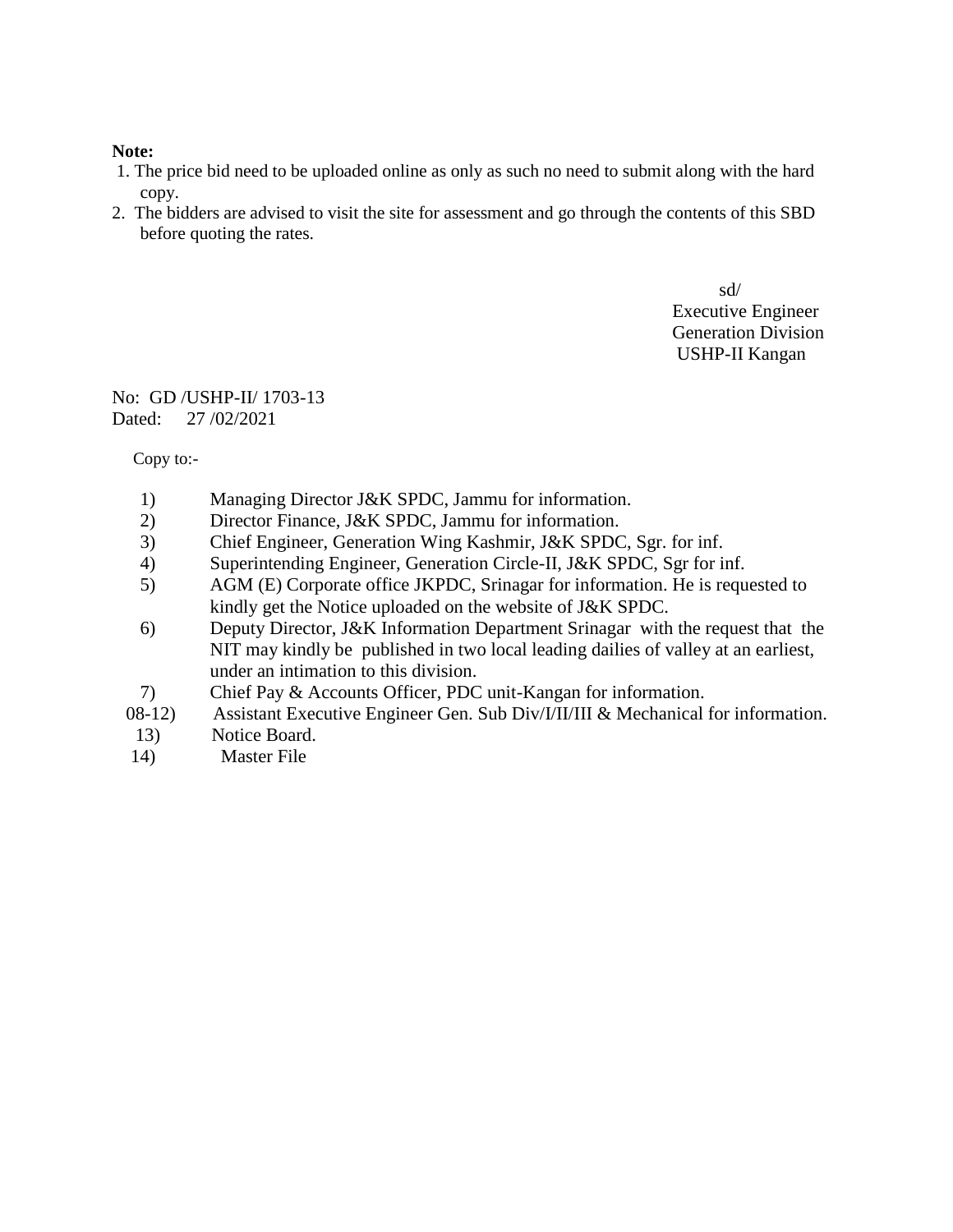**Note:**

1. The price bid need to be uploaded online as only as such no need to submit along with the hard copy.
2. The bidders are advised to visit the site for assessment and go through the contents of this SBD before quoting the rates.

sd/
Executive Engineer
Generation Division
USHP-II Kangan

No: GD /USHP-II/ 1703-13
Dated: 27 /02/2021

Copy to:-

1) Managing Director J&K SPDC, Jammu for information.
2) Director Finance, J&K SPDC, Jammu for information.
3) Chief Engineer, Generation Wing Kashmir, J&K SPDC, Sgr. for inf.
4) Superintending Engineer, Generation Circle-II, J&K SPDC, Sgr for inf.
5) AGM (E) Corporate office JKPDC, Srinagar for information. He is requested to kindly get the Notice uploaded on the website of J&K SPDC.
6) Deputy Director, J&K Information Department Srinagar with the request that the NIT may kindly be published in two local leading dailies of valley at an earliest, under an intimation to this division.
7) Chief Pay & Accounts Officer, PDC unit-Kangan for information.

08-12) Assistant Executive Engineer Gen. Sub Div/I/II/III & Mechanical for information.

13) Notice Board.

14) Master File